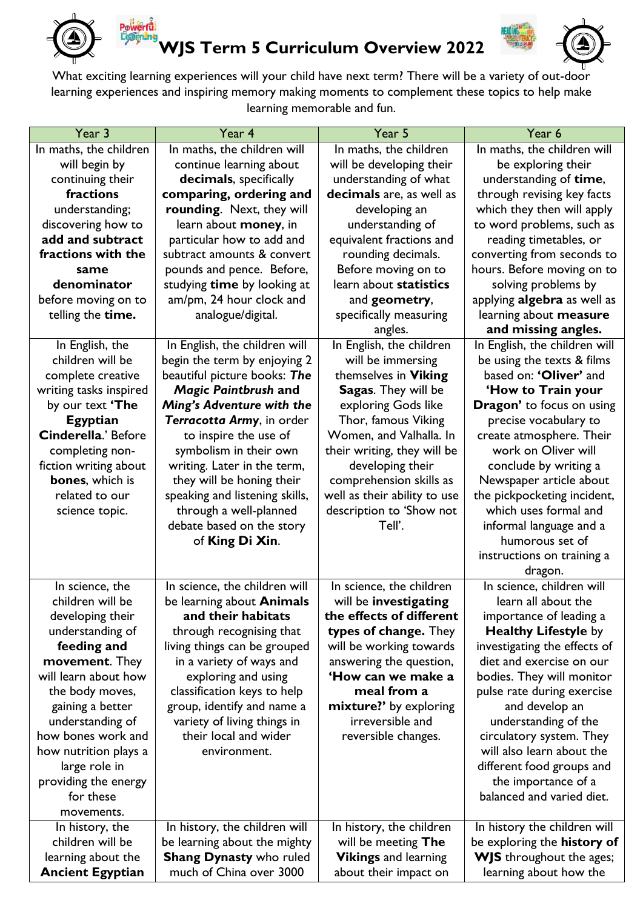# WJS Term 5 Curriculum Overview 2022

What exciting learning experiences will your child have next term? There will be a variety of out-door learning experiences and inspiring memory making moments to complement these topics to help make learning memorable and fun.

| Year 3 | Year 4 | Year 5 | Year 6 |
|---|---|---|---|
| In maths, the children will begin by continuing their **fractions** understanding; discovering how to **add and subtract fractions with the same denominator** before moving on to telling the **time.** | In maths, the children will continue learning about **decimals**, specifically **comparing, ordering and rounding**. Next, they will learn about **money**, in particular how to add and subtract amounts & convert pounds and pence. Before, studying **time** by looking at am/pm, 24 hour clock and analogue/digital. | In maths, the children will be developing their understanding of what **decimals** are, as well as developing an understanding of equivalent fractions and rounding decimals. Before moving on to learn about **statistics** and **geometry**, specifically measuring angles. | In maths, the children will be exploring their understanding of **time**, through revising key facts which they then will apply to word problems, such as reading timetables, or converting from seconds to hours. Before moving on to solving problems by applying **algebra** as well as learning about **measure and missing angles.** |
| In English, the children will be complete creative writing tasks inspired by our text **'The Egyptian Cinderella**.' Before completing non-fiction writing about **bones**, which is related to our science topic. | In English, the children will begin the term by enjoying 2 beautiful picture books: ***The Magic Paintbrush* and *Ming's Adventure with the Terracotta Army***, in order to inspire the use of symbolism in their own writing. Later in the term, they will be honing their speaking and listening skills, through a well-planned debate based on the story of **King Di Xin**. | In English, the children will be immersing themselves in **Viking Sagas**. They will be exploring Gods like Thor, famous Viking Women, and Valhalla. In their writing, they will be developing their comprehension skills as well as their ability to use description to 'Show not Tell'. | In English, the children will be using the texts & films based on: **'Oliver'** and **'How to Train your Dragon'** to focus on using precise vocabulary to create atmosphere. Their work on Oliver will conclude by writing a Newspaper article about the pickpocketing incident, which uses formal and informal language and a humorous set of instructions on training a dragon. |
| In science, the children will be developing their understanding of **feeding and movement**. They will learn about how the body moves, gaining a better understanding of how bones work and how nutrition plays a large role in providing the energy for these movements. | In science, the children will be learning about **Animals and their habitats** through recognising that living things can be grouped in a variety of ways and exploring and using classification keys to help group, identify and name a variety of living things in their local and wider environment. | In science, the children will be **investigating the effects of different types of change.** They will be working towards answering the question, **'How can we make a meal from a mixture?'** by exploring irreversible and reversible changes. | In science, children will learn all about the importance of leading a **Healthy Lifestyle** by investigating the effects of diet and exercise on our bodies. They will monitor pulse rate during exercise and develop an understanding of the circulatory system. They will also learn about the different food groups and the importance of a balanced and varied diet. |
| In history, the children will be learning about the **Ancient Egyptian** | In history, the children will be learning about the mighty **Shang Dynasty** who ruled much of China over 3000 | In history, the children will be meeting **The Vikings** and learning about their impact on | In history the children will be exploring the **history of WJS** throughout the ages; learning about how the |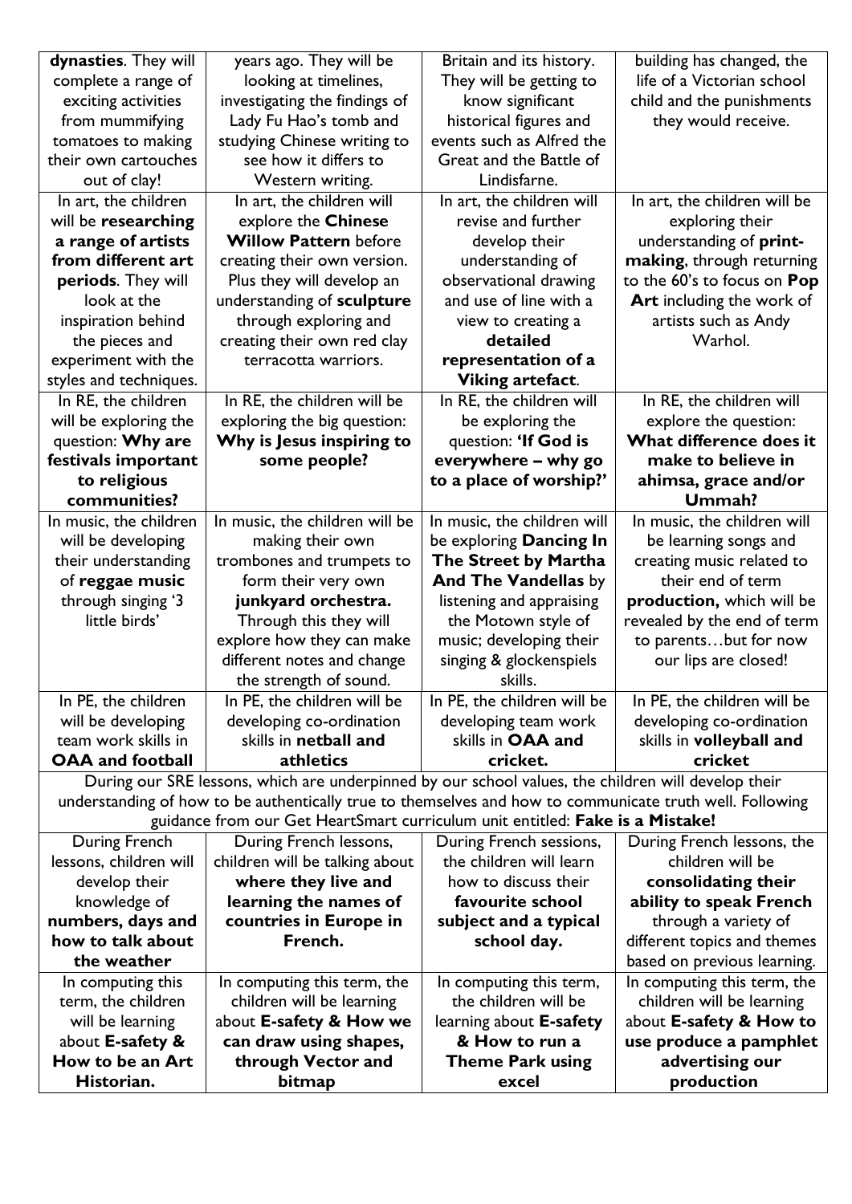| | | | |
|---|---|---|---|
| **dynasties**. They will complete a range of exciting activities from mummifying tomatoes to making their own cartouches out of clay! | years ago. They will be looking at timelines, investigating the findings of Lady Fu Hao's tomb and studying Chinese writing to see how it differs to Western writing. | Britain and its history. They will be getting to know significant historical figures and events such as Alfred the Great and the Battle of Lindisfarne. | building has changed, the life of a Victorian school child and the punishments they would receive. |
| In art, the children will be **researching a range of artists from different art periods**. They will look at the inspiration behind the pieces and experiment with the styles and techniques. | In art, the children will explore the **Chinese Willow Pattern** before creating their own version. Plus they will develop an understanding of **sculpture** through exploring and creating their own red clay terracotta warriors. | In art, the children will revise and further develop their understanding of observational drawing and use of line with a view to creating a **detailed representation of a Viking artefact**. | In art, the children will be exploring their understanding of **print-making**, through returning to the 60's to focus on **Pop Art** including the work of artists such as Andy Warhol. |
| In RE, the children will be exploring the question: **Why are festivals important to religious communities?** | In RE, the children will be exploring the big question: **Why is Jesus inspiring to some people?** | In RE, the children will be exploring the question: **'If God is everywhere – why go to a place of worship?'** | In RE, the children will explore the question: **What difference does it make to believe in ahimsa, grace and/or Ummah?** |
| In music, the children will be developing their understanding of **reggae music** through singing '3 little birds' | In music, the children will be making their own trombones and trumpets to form their very own **junkyard orchestra.** Through this they will explore how they can make different notes and change the strength of sound. | In music, the children will be exploring **Dancing In The Street by Martha And The Vandellas** by listening and appraising the Motown style of music; developing their singing & glockenspiels skills. | In music, the children will be learning songs and creating music related to their end of term **production,** which will be revealed by the end of term to parents…but for now our lips are closed! |
| In PE, the children will be developing team work skills in **OAA and football** | In PE, the children will be developing co-ordination skills in **netball and athletics** | In PE, the children will be developing team work skills in **OAA and cricket.** | In PE, the children will be developing co-ordination skills in **volleyball and cricket** |
| During our SRE lessons, which are underpinned by our school values, the children will develop their understanding of how to be authentically true to themselves and how to communicate truth well. Following guidance from our Get HeartSmart curriculum unit entitled: **Fake is a Mistake!** | | | |
| During French lessons, children will develop their knowledge of **numbers, days and how to talk about the weather** | During French lessons, children will be talking about **where they live and learning the names of countries in Europe in French.** | During French sessions, the children will learn how to discuss their **favourite school subject and a typical school day.** | During French lessons, the children will be **consolidating their ability to speak French** through a variety of different topics and themes based on previous learning. |
| In computing this term, the children will be learning about **E-safety & How to be an Art Historian.** | In computing this term, the children will be learning about **E-safety & How we can draw using shapes, through Vector and bitmap** | In computing this term, the children will be learning about **E-safety & How to run a Theme Park using excel** | In computing this term, the children will be learning about **E-safety & How to use produce a pamphlet advertising our production** |